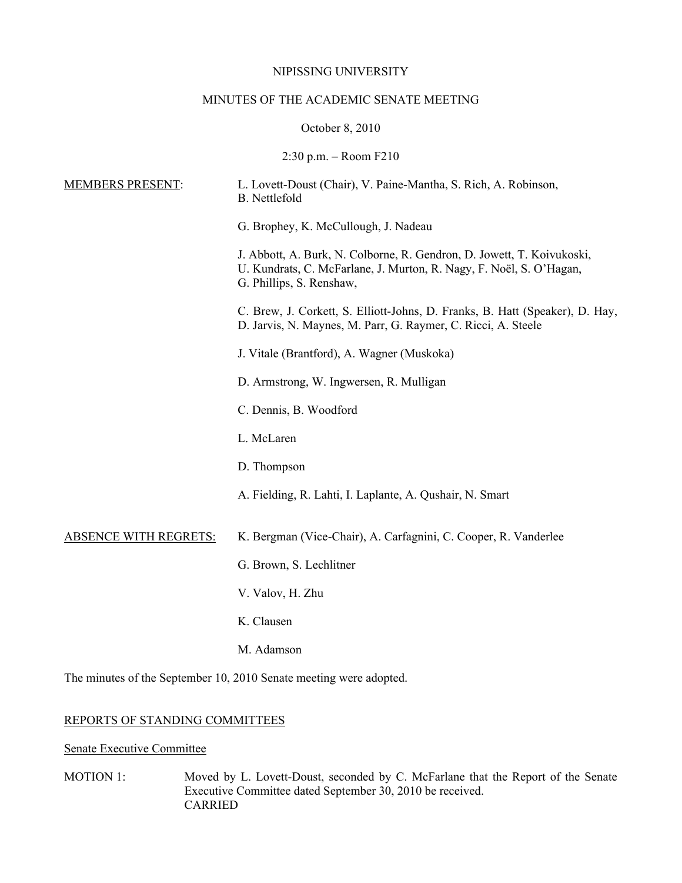NIPISSING UNIVERSITY

MINUTES OF THE ACADEMIC SENATE MEETING

October 8, 2010

2:30 p.m. – Room F210

MEMBERS PRESENT:

L. Lovett-Doust (Chair), V. Paine-Mantha, S. Rich, A. Robinson, B. Nettlefold

G. Brophey, K. McCullough, J. Nadeau

J. Abbott, A. Burk, N. Colborne, R. Gendron, D. Jowett, T. Koivukoski, U. Kundrats, C. McFarlane, J. Murton, R. Nagy, F. Noël, S. O'Hagan, G. Phillips, S. Renshaw,

C. Brew, J. Corkett, S. Elliott-Johns, D. Franks, B. Hatt (Speaker), D. Hay, D. Jarvis, N. Maynes, M. Parr, G. Raymer, C. Ricci, A. Steele

J. Vitale (Brantford), A. Wagner (Muskoka)

D. Armstrong, W. Ingwersen, R. Mulligan

C. Dennis, B. Woodford

L. McLaren

D. Thompson

A. Fielding, R. Lahti, I. Laplante, A. Qushair, N. Smart

ABSENCE WITH REGRETS:

K. Bergman (Vice-Chair), A. Carfagnini, C. Cooper, R. Vanderlee

G. Brown, S. Lechlitner

V. Valov, H. Zhu

K. Clausen

M. Adamson

The minutes of the September 10, 2010 Senate meeting were adopted.

## REPORTS OF STANDING COMMITTEES

### Senate Executive Committee

MOTION 1: Moved by L. Lovett-Doust, seconded by C. McFarlane that the Report of the Senate Executive Committee dated September 30, 2010 be received.
CARRIED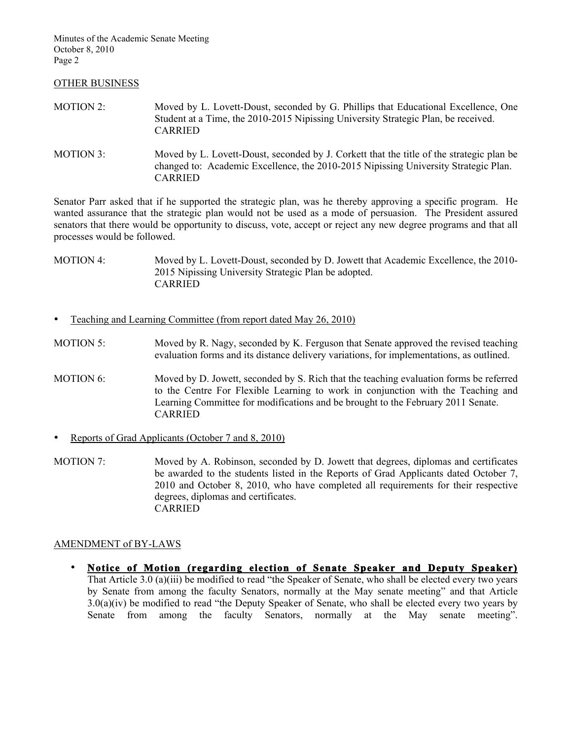OTHER BUSINESS

MOTION 2: Moved by L. Lovett-Doust, seconded by G. Phillips that Educational Excellence, One Student at a Time, the 2010-2015 Nipissing University Strategic Plan, be received.
CARRIED

MOTION 3: Moved by L. Lovett-Doust, seconded by J. Corkett that the title of the strategic plan be changed to: Academic Excellence, the 2010-2015 Nipissing University Strategic Plan.
CARRIED

Senator Parr asked that if he supported the strategic plan, was he thereby approving a specific program. He wanted assurance that the strategic plan would not be used as a mode of persuasion. The President assured senators that there would be opportunity to discuss, vote, accept or reject any new degree programs and that all processes would be followed.

MOTION 4: Moved by L. Lovett-Doust, seconded by D. Jowett that Academic Excellence, the 2010-2015 Nipissing University Strategic Plan be adopted.
CARRIED

- Teaching and Learning Committee (from report dated May 26, 2010)

MOTION 5: Moved by R. Nagy, seconded by K. Ferguson that Senate approved the revised teaching evaluation forms and its distance delivery variations, for implementations, as outlined.

MOTION 6: Moved by D. Jowett, seconded by S. Rich that the teaching evaluation forms be referred to the Centre For Flexible Learning to work in conjunction with the Teaching and Learning Committee for modifications and be brought to the February 2011 Senate.
CARRIED

- Reports of Grad Applicants (October 7 and 8, 2010)

MOTION 7: Moved by A. Robinson, seconded by D. Jowett that degrees, diplomas and certificates be awarded to the students listed in the Reports of Grad Applicants dated October 7, 2010 and October 8, 2010, who have completed all requirements for their respective degrees, diplomas and certificates.
CARRIED

AMENDMENT of BY-LAWS

- **Notice of Motion (regarding election of Senate Speaker and Deputy Speaker)**
  That Article 3.0 (a)(iii) be modified to read "the Speaker of Senate, who shall be elected every two years by Senate from among the faculty Senators, normally at the May senate meeting" and that Article 3.0(a)(iv) be modified to read "the Deputy Speaker of Senate, who shall be elected every two years by Senate from among the faculty Senators, normally at the May senate meeting".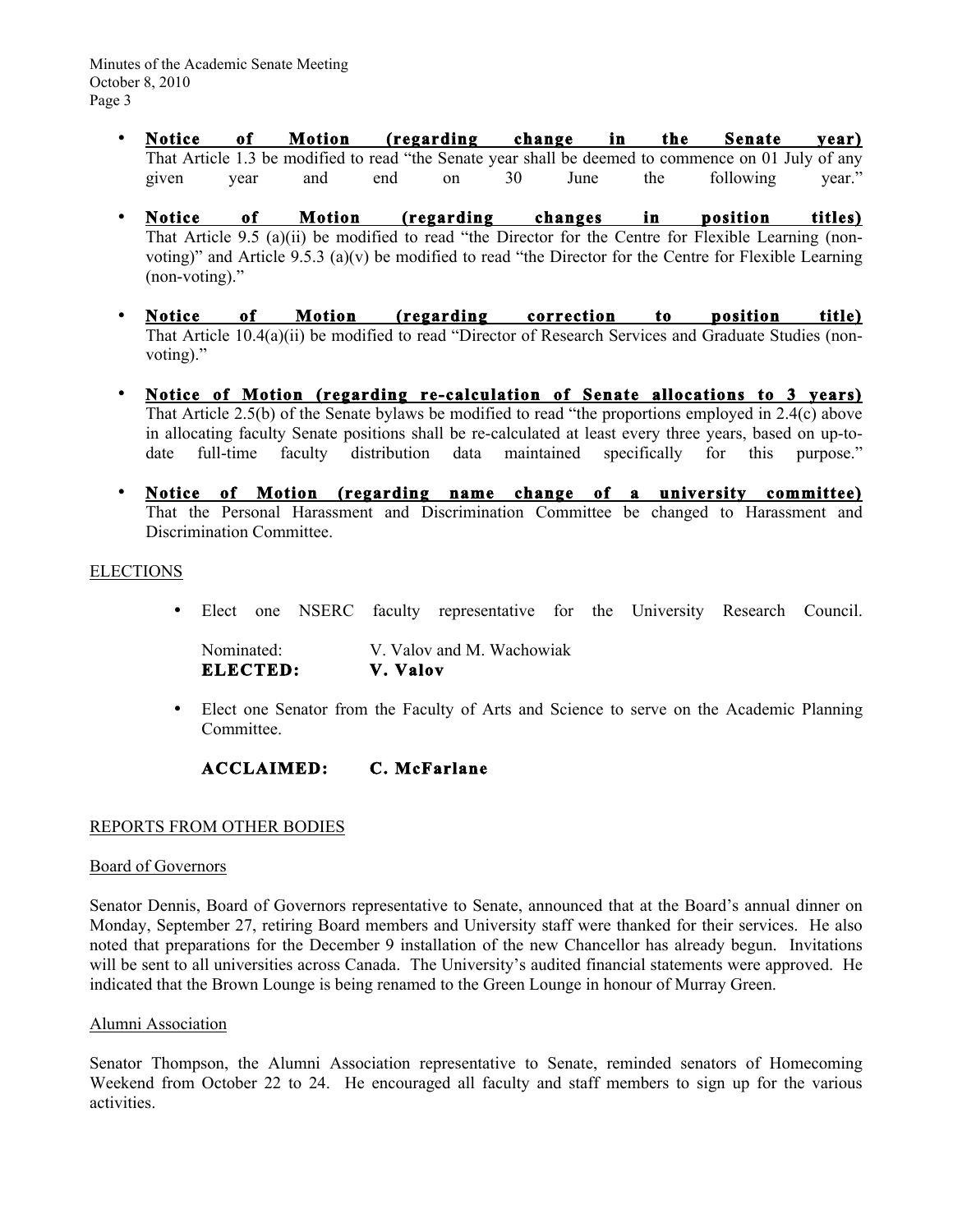- **Notice of Motion (regarding change in the Senate year)** That Article 1.3 be modified to read "the Senate year shall be deemed to commence on 01 July of any given year and end on 30 June the following year."

- **Notice of Motion (regarding changes in position titles)** That Article 9.5 (a)(ii) be modified to read "the Director for the Centre for Flexible Learning (non-voting)" and Article 9.5.3 (a)(v) be modified to read "the Director for the Centre for Flexible Learning (non-voting)."

- **Notice of Motion (regarding correction to position title)** That Article 10.4(a)(ii) be modified to read "Director of Research Services and Graduate Studies (non-voting)."

- **Notice of Motion (regarding re-calculation of Senate allocations to 3 years)** That Article 2.5(b) of the Senate bylaws be modified to read "the proportions employed in 2.4(c) above in allocating faculty Senate positions shall be re-calculated at least every three years, based on up-to-date full-time faculty distribution data maintained specifically for this purpose."

- **Notice of Motion (regarding name change of a university committee)** That the Personal Harassment and Discrimination Committee be changed to Harassment and Discrimination Committee.

ELECTIONS

- Elect one NSERC faculty representative for the University Research Council.

  Nominated: V. Valov and M. Wachowiak
  **ELECTED: V. Valov**

- Elect one Senator from the Faculty of Arts and Science to serve on the Academic Planning Committee.

  **ACCLAIMED: C. McFarlane**

REPORTS FROM OTHER BODIES

Board of Governors

Senator Dennis, Board of Governors representative to Senate, announced that at the Board's annual dinner on Monday, September 27, retiring Board members and University staff were thanked for their services. He also noted that preparations for the December 9 installation of the new Chancellor has already begun. Invitations will be sent to all universities across Canada. The University's audited financial statements were approved. He indicated that the Brown Lounge is being renamed to the Green Lounge in honour of Murray Green.

Alumni Association

Senator Thompson, the Alumni Association representative to Senate, reminded senators of Homecoming Weekend from October 22 to 24. He encouraged all faculty and staff members to sign up for the various activities.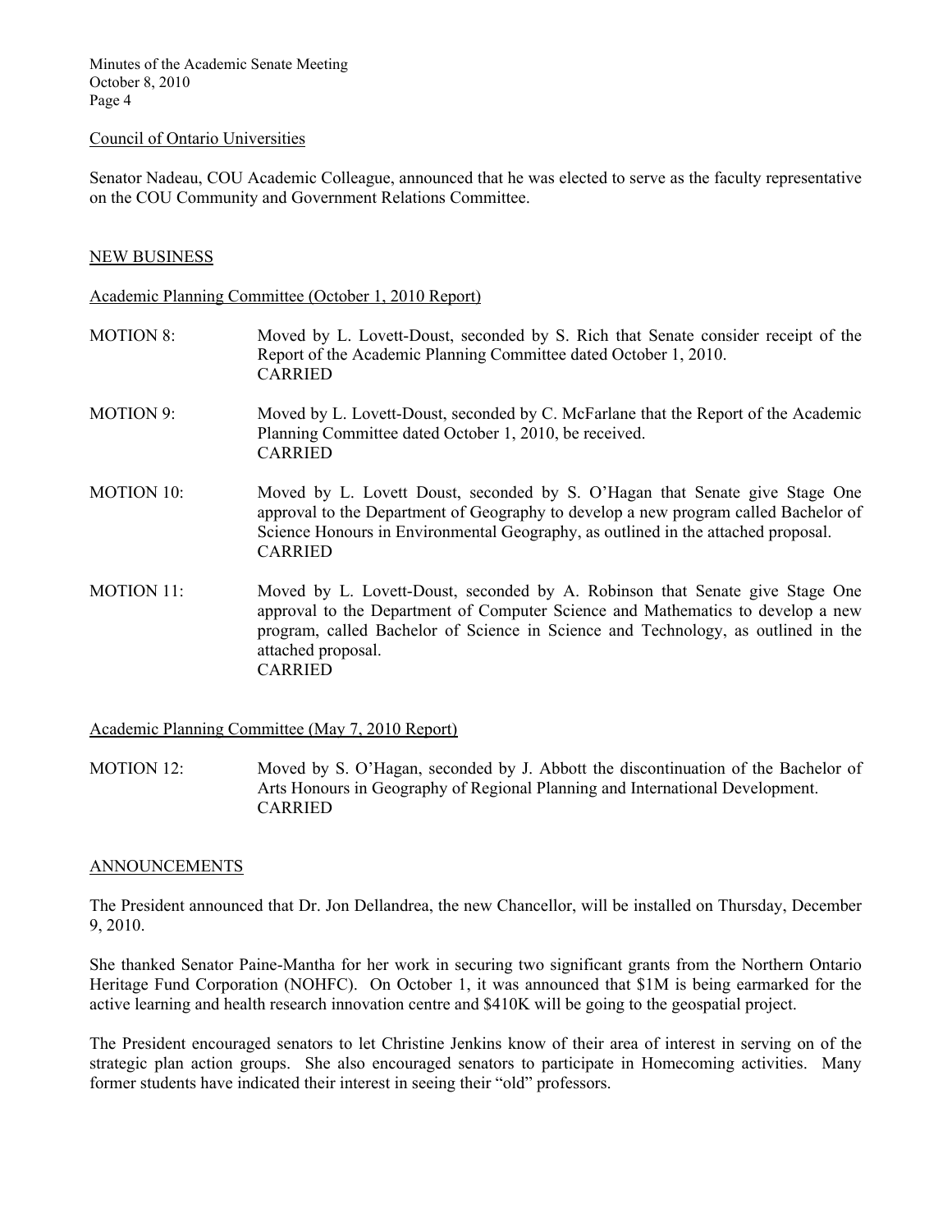Council of Ontario Universities

Senator Nadeau, COU Academic Colleague, announced that he was elected to serve as the faculty representative on the COU Community and Government Relations Committee.

## NEW BUSINESS

Academic Planning Committee (October 1, 2010 Report)

MOTION 8: Moved by L. Lovett-Doust, seconded by S. Rich that Senate consider receipt of the Report of the Academic Planning Committee dated October 1, 2010.
CARRIED

MOTION 9: Moved by L. Lovett-Doust, seconded by C. McFarlane that the Report of the Academic Planning Committee dated October 1, 2010, be received.
CARRIED

MOTION 10: Moved by L. Lovett Doust, seconded by S. O'Hagan that Senate give Stage One approval to the Department of Geography to develop a new program called Bachelor of Science Honours in Environmental Geography, as outlined in the attached proposal.
CARRIED

MOTION 11: Moved by L. Lovett-Doust, seconded by A. Robinson that Senate give Stage One approval to the Department of Computer Science and Mathematics to develop a new program, called Bachelor of Science in Science and Technology, as outlined in the attached proposal.
CARRIED

Academic Planning Committee (May 7, 2010 Report)

MOTION 12: Moved by S. O'Hagan, seconded by J. Abbott the discontinuation of the Bachelor of Arts Honours in Geography of Regional Planning and International Development.
CARRIED

## ANNOUNCEMENTS

The President announced that Dr. Jon Dellandrea, the new Chancellor, will be installed on Thursday, December 9, 2010.

She thanked Senator Paine-Mantha for her work in securing two significant grants from the Northern Ontario Heritage Fund Corporation (NOHFC). On October 1, it was announced that $1M is being earmarked for the active learning and health research innovation centre and $410K will be going to the geospatial project.

The President encouraged senators to let Christine Jenkins know of their area of interest in serving on of the strategic plan action groups. She also encouraged senators to participate in Homecoming activities. Many former students have indicated their interest in seeing their "old" professors.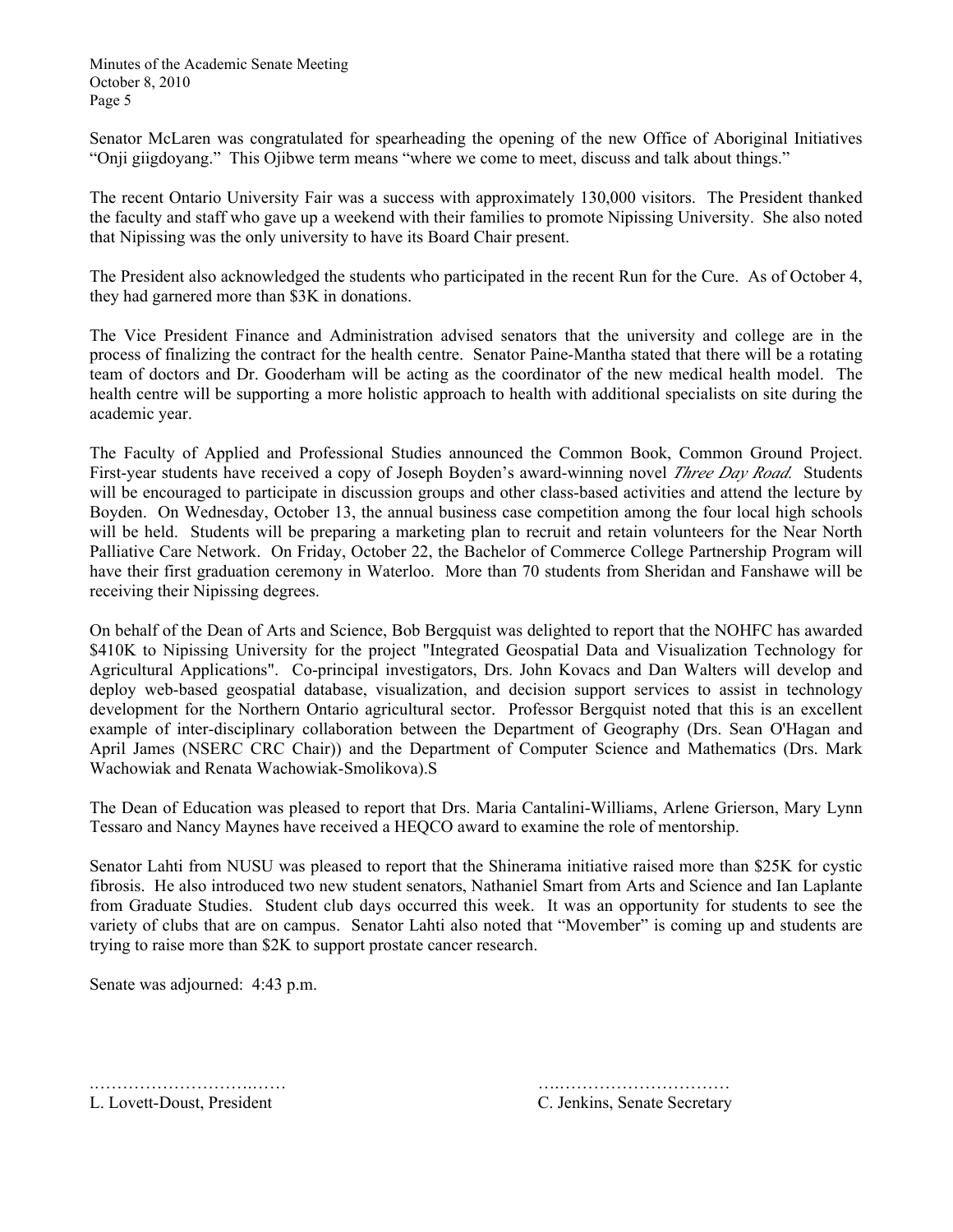Senator McLaren was congratulated for spearheading the opening of the new Office of Aboriginal Initiatives "Onji giigdoyang." This Ojibwe term means "where we come to meet, discuss and talk about things."

The recent Ontario University Fair was a success with approximately 130,000 visitors. The President thanked the faculty and staff who gave up a weekend with their families to promote Nipissing University. She also noted that Nipissing was the only university to have its Board Chair present.

The President also acknowledged the students who participated in the recent Run for the Cure. As of October 4, they had garnered more than $3K in donations.

The Vice President Finance and Administration advised senators that the university and college are in the process of finalizing the contract for the health centre. Senator Paine-Mantha stated that there will be a rotating team of doctors and Dr. Gooderham will be acting as the coordinator of the new medical health model. The health centre will be supporting a more holistic approach to health with additional specialists on site during the academic year.

The Faculty of Applied and Professional Studies announced the Common Book, Common Ground Project. First-year students have received a copy of Joseph Boyden's award-winning novel *Three Day Road.* Students will be encouraged to participate in discussion groups and other class-based activities and attend the lecture by Boyden. On Wednesday, October 13, the annual business case competition among the four local high schools will be held. Students will be preparing a marketing plan to recruit and retain volunteers for the Near North Palliative Care Network. On Friday, October 22, the Bachelor of Commerce College Partnership Program will have their first graduation ceremony in Waterloo. More than 70 students from Sheridan and Fanshawe will be receiving their Nipissing degrees.

On behalf of the Dean of Arts and Science, Bob Bergquist was delighted to report that the NOHFC has awarded $410K to Nipissing University for the project "Integrated Geospatial Data and Visualization Technology for Agricultural Applications". Co-principal investigators, Drs. John Kovacs and Dan Walters will develop and deploy web-based geospatial database, visualization, and decision support services to assist in technology development for the Northern Ontario agricultural sector. Professor Bergquist noted that this is an excellent example of inter-disciplinary collaboration between the Department of Geography (Drs. Sean O'Hagan and April James (NSERC CRC Chair)) and the Department of Computer Science and Mathematics (Drs. Mark Wachowiak and Renata Wachowiak-Smolikova).S

The Dean of Education was pleased to report that Drs. Maria Cantalini-Williams, Arlene Grierson, Mary Lynn Tessaro and Nancy Maynes have received a HEQCO award to examine the role of mentorship.

Senator Lahti from NUSU was pleased to report that the Shinerama initiative raised more than $25K for cystic fibrosis. He also introduced two new student senators, Nathaniel Smart from Arts and Science and Ian Laplante from Graduate Studies. Student club days occurred this week. It was an opportunity for students to see the variety of clubs that are on campus. Senator Lahti also noted that "Movember" is coming up and students are trying to raise more than $2K to support prostate cancer research.

Senate was adjourned: 4:43 p.m.

……………………………… ……………………………
L. Lovett-Doust, President C. Jenkins, Senate Secretary